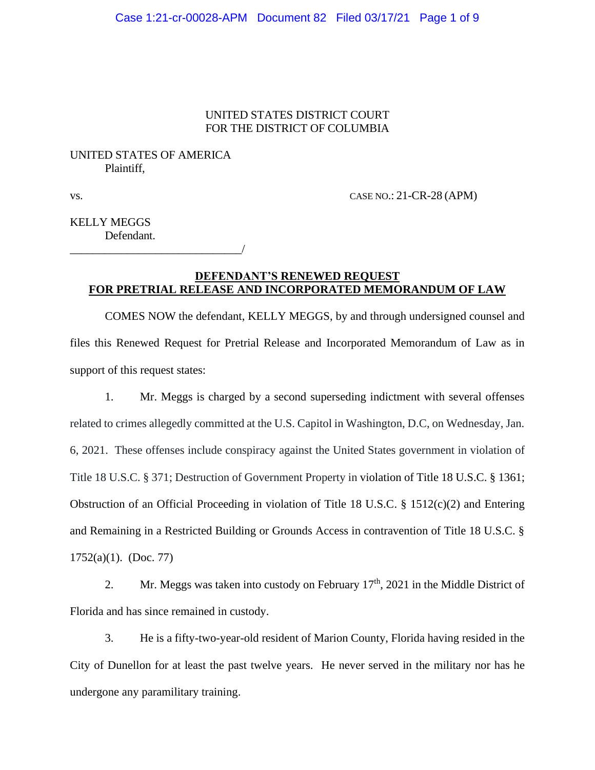UNITED STATES DISTRICT COURT
FOR THE DISTRICT OF COLUMBIA

UNITED STATES OF AMERICA
Plaintiff,

vs. CASE NO.: 21-CR-28 (APM)

KELLY MEGGS
Defendant.
______________________________/

## DEFENDANT'S RENEWED REQUEST FOR PRETRIAL RELEASE AND INCORPORATED MEMORANDUM OF LAW

COMES NOW the defendant, KELLY MEGGS, by and through undersigned counsel and files this Renewed Request for Pretrial Release and Incorporated Memorandum of Law as in support of this request states:

1. Mr. Meggs is charged by a second superseding indictment with several offenses related to crimes allegedly committed at the U.S. Capitol in Washington, D.C, on Wednesday, Jan. 6, 2021. These offenses include conspiracy against the United States government in violation of Title 18 U.S.C. § 371; Destruction of Government Property in violation of Title 18 U.S.C. § 1361; Obstruction of an Official Proceeding in violation of Title 18 U.S.C. § 1512(c)(2) and Entering and Remaining in a Restricted Building or Grounds Access in contravention of Title 18 U.S.C. § 1752(a)(1). (Doc. 77)

2. Mr. Meggs was taken into custody on February 17th, 2021 in the Middle District of Florida and has since remained in custody.

3. He is a fifty-two-year-old resident of Marion County, Florida having resided in the City of Dunellon for at least the past twelve years. He never served in the military nor has he undergone any paramilitary training.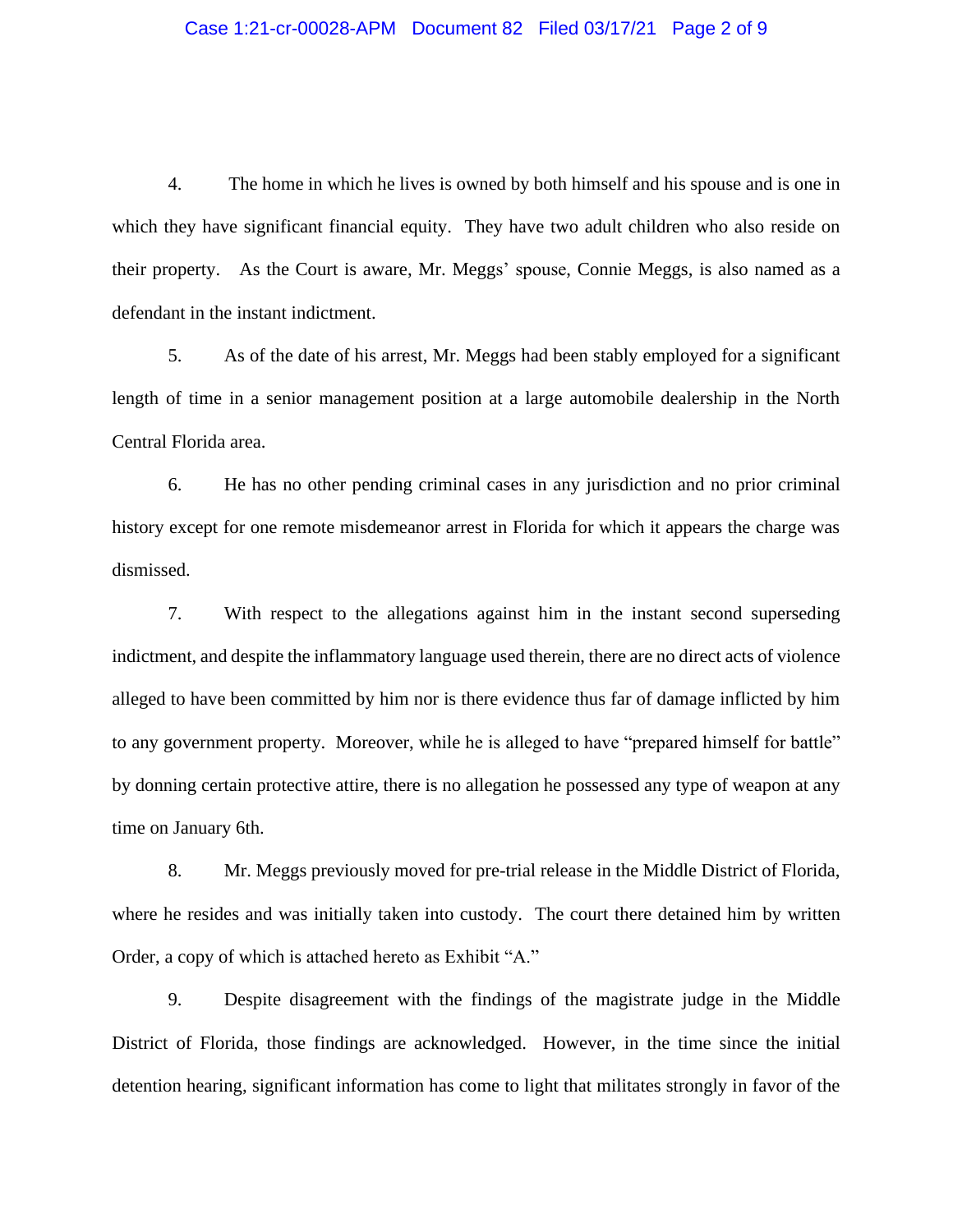4. The home in which he lives is owned by both himself and his spouse and is one in which they have significant financial equity. They have two adult children who also reside on their property. As the Court is aware, Mr. Meggs' spouse, Connie Meggs, is also named as a defendant in the instant indictment.

5. As of the date of his arrest, Mr. Meggs had been stably employed for a significant length of time in a senior management position at a large automobile dealership in the North Central Florida area.

6. He has no other pending criminal cases in any jurisdiction and no prior criminal history except for one remote misdemeanor arrest in Florida for which it appears the charge was dismissed.

7. With respect to the allegations against him in the instant second superseding indictment, and despite the inflammatory language used therein, there are no direct acts of violence alleged to have been committed by him nor is there evidence thus far of damage inflicted by him to any government property. Moreover, while he is alleged to have "prepared himself for battle" by donning certain protective attire, there is no allegation he possessed any type of weapon at any time on January 6th.

8. Mr. Meggs previously moved for pre-trial release in the Middle District of Florida, where he resides and was initially taken into custody. The court there detained him by written Order, a copy of which is attached hereto as Exhibit "A."

9. Despite disagreement with the findings of the magistrate judge in the Middle District of Florida, those findings are acknowledged. However, in the time since the initial detention hearing, significant information has come to light that militates strongly in favor of the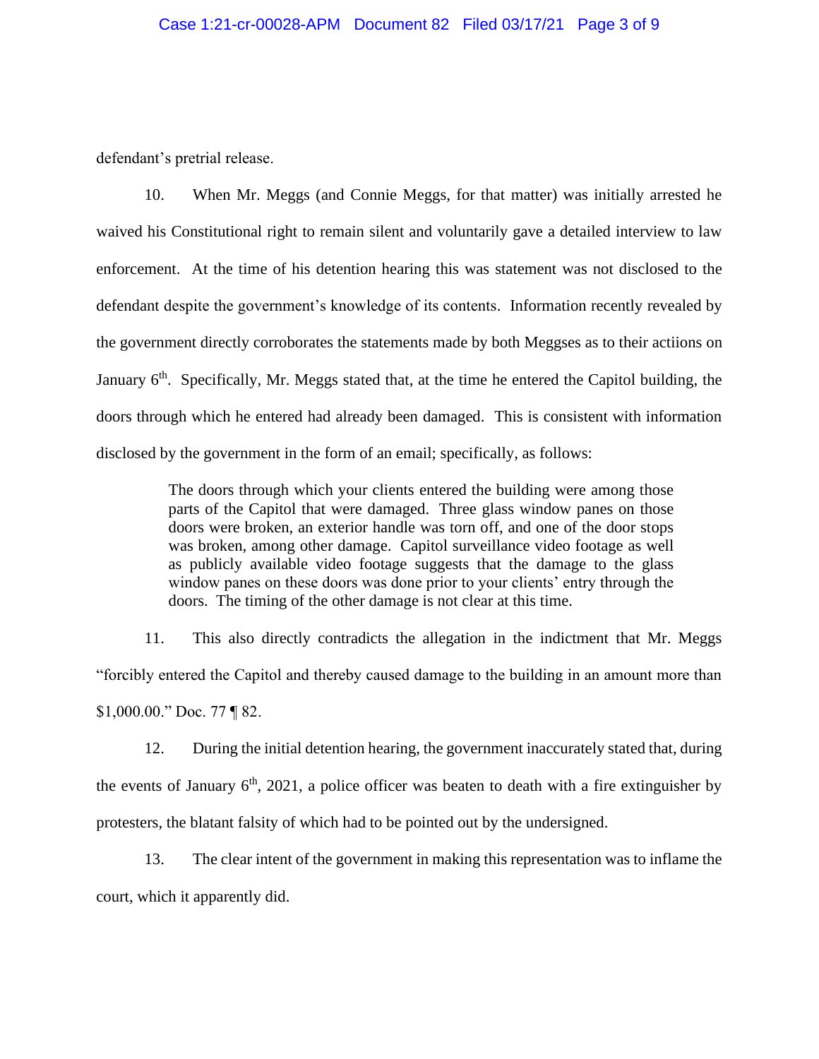defendant's pretrial release.

10. When Mr. Meggs (and Connie Meggs, for that matter) was initially arrested he waived his Constitutional right to remain silent and voluntarily gave a detailed interview to law enforcement. At the time of his detention hearing this was statement was not disclosed to the defendant despite the government's knowledge of its contents. Information recently revealed by the government directly corroborates the statements made by both Meggses as to their actiions on January 6th. Specifically, Mr. Meggs stated that, at the time he entered the Capitol building, the doors through which he entered had already been damaged. This is consistent with information disclosed by the government in the form of an email; specifically, as follows:

> The doors through which your clients entered the building were among those parts of the Capitol that were damaged. Three glass window panes on those doors were broken, an exterior handle was torn off, and one of the door stops was broken, among other damage. Capitol surveillance video footage as well as publicly available video footage suggests that the damage to the glass window panes on these doors was done prior to your clients' entry through the doors. The timing of the other damage is not clear at this time.

11. This also directly contradicts the allegation in the indictment that Mr. Meggs "forcibly entered the Capitol and thereby caused damage to the building in an amount more than $1,000.00." Doc. 77 ¶ 82.

12. During the initial detention hearing, the government inaccurately stated that, during the events of January 6th, 2021, a police officer was beaten to death with a fire extinguisher by protesters, the blatant falsity of which had to be pointed out by the undersigned.

13. The clear intent of the government in making this representation was to inflame the court, which it apparently did.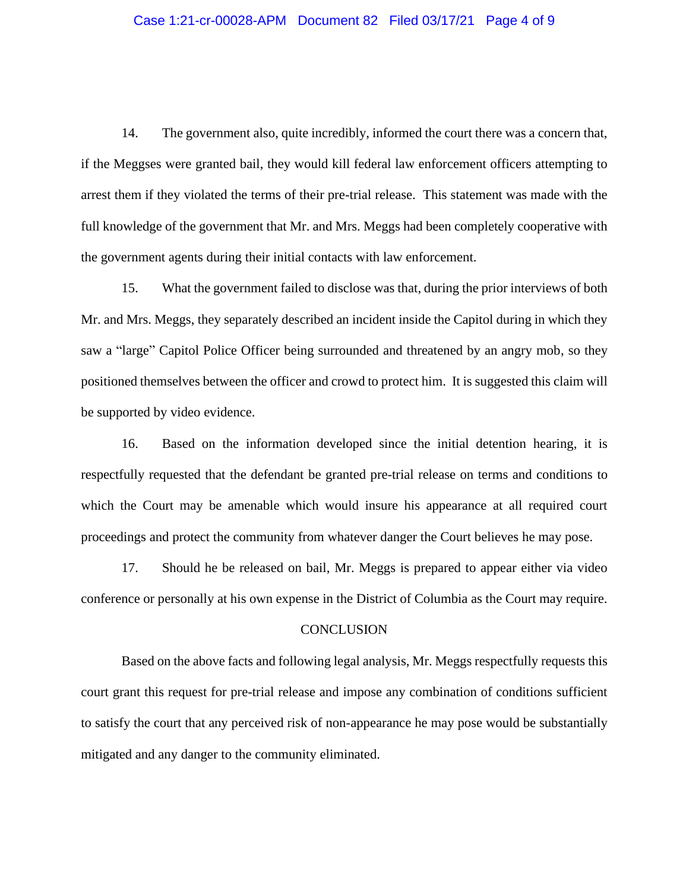14. The government also, quite incredibly, informed the court there was a concern that, if the Meggses were granted bail, they would kill federal law enforcement officers attempting to arrest them if they violated the terms of their pre-trial release. This statement was made with the full knowledge of the government that Mr. and Mrs. Meggs had been completely cooperative with the government agents during their initial contacts with law enforcement.

15. What the government failed to disclose was that, during the prior interviews of both Mr. and Mrs. Meggs, they separately described an incident inside the Capitol during in which they saw a "large" Capitol Police Officer being surrounded and threatened by an angry mob, so they positioned themselves between the officer and crowd to protect him. It is suggested this claim will be supported by video evidence.

16. Based on the information developed since the initial detention hearing, it is respectfully requested that the defendant be granted pre-trial release on terms and conditions to which the Court may be amenable which would insure his appearance at all required court proceedings and protect the community from whatever danger the Court believes he may pose.

17. Should he be released on bail, Mr. Meggs is prepared to appear either via video conference or personally at his own expense in the District of Columbia as the Court may require.

## CONCLUSION

Based on the above facts and following legal analysis, Mr. Meggs respectfully requests this court grant this request for pre-trial release and impose any combination of conditions sufficient to satisfy the court that any perceived risk of non-appearance he may pose would be substantially mitigated and any danger to the community eliminated.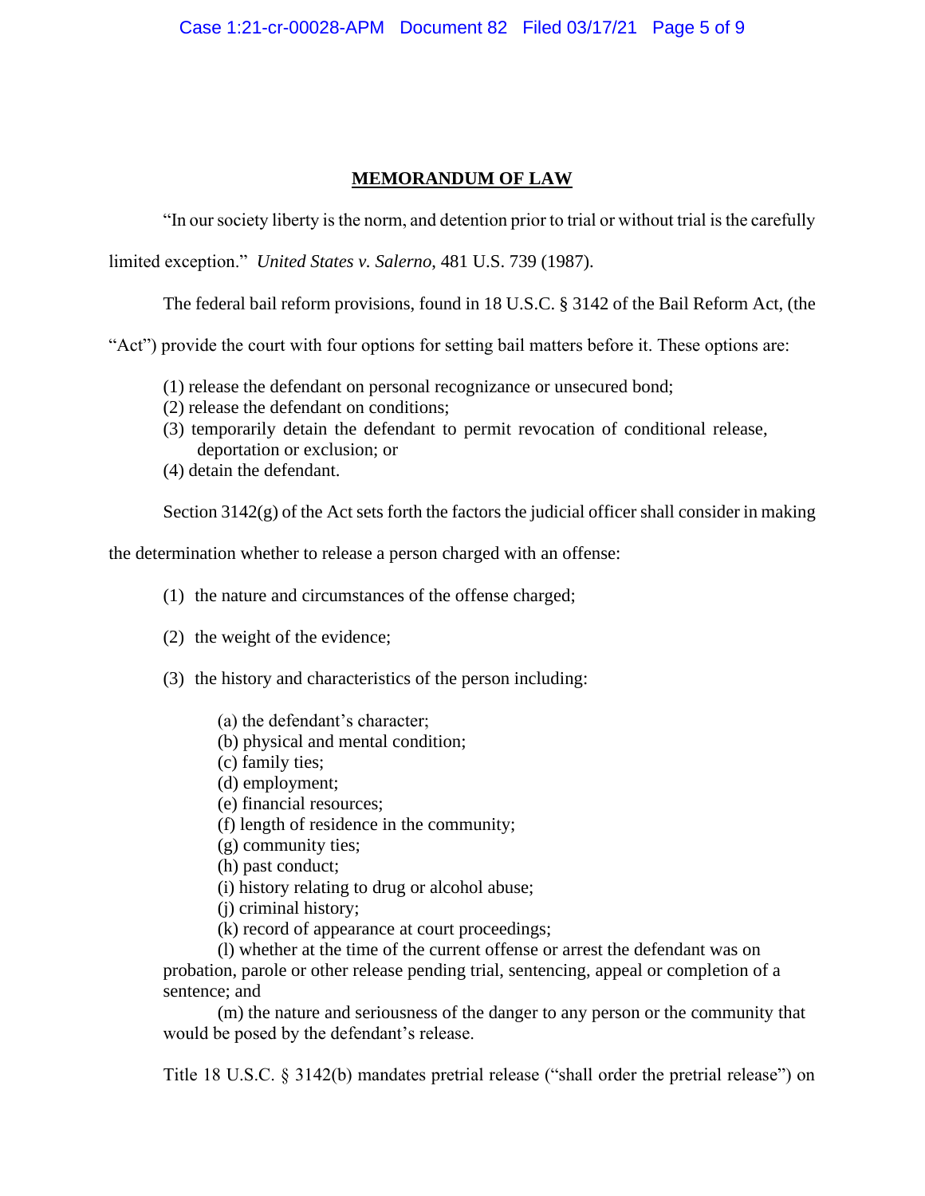## MEMORANDUM OF LAW

"In our society liberty is the norm, and detention prior to trial or without trial is the carefully limited exception." *United States v. Salerno*, 481 U.S. 739 (1987).

The federal bail reform provisions, found in 18 U.S.C. § 3142 of the Bail Reform Act, (the "Act") provide the court with four options for setting bail matters before it. These options are:

(1) release the defendant on personal recognizance or unsecured bond;
(2) release the defendant on conditions;
(3) temporarily detain the defendant to permit revocation of conditional release, deportation or exclusion; or
(4) detain the defendant.

Section 3142(g) of the Act sets forth the factors the judicial officer shall consider in making the determination whether to release a person charged with an offense:

(1) the nature and circumstances of the offense charged;

(2) the weight of the evidence;

(3) the history and characteristics of the person including:

(a) the defendant's character;
(b) physical and mental condition;
(c) family ties;
(d) employment;
(e) financial resources;
(f) length of residence in the community;
(g) community ties;
(h) past conduct;
(i) history relating to drug or alcohol abuse;
(j) criminal history;
(k) record of appearance at court proceedings;
(l) whether at the time of the current offense or arrest the defendant was on probation, parole or other release pending trial, sentencing, appeal or completion of a sentence; and
(m) the nature and seriousness of the danger to any person or the community that would be posed by the defendant's release.

Title 18 U.S.C. § 3142(b) mandates pretrial release ("shall order the pretrial release") on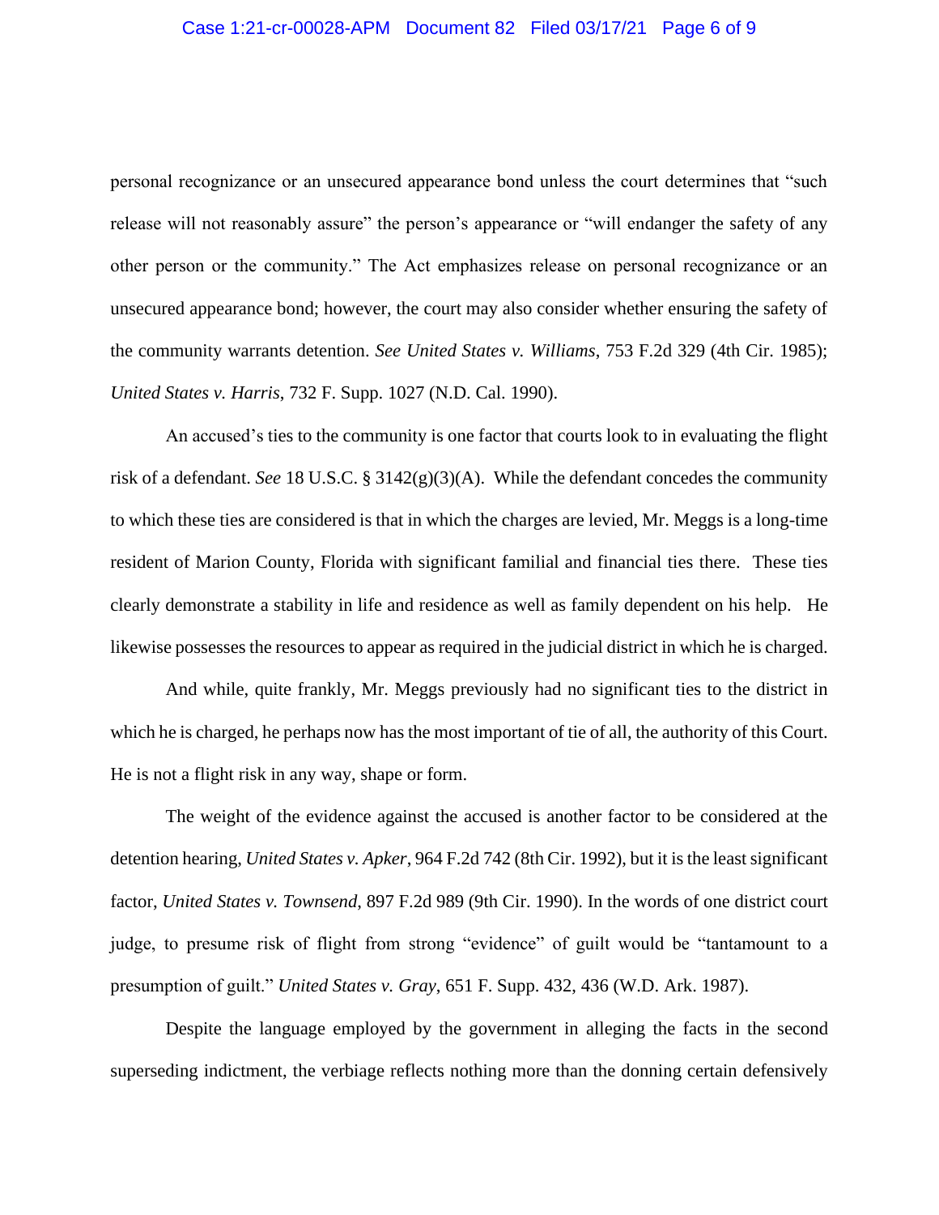personal recognizance or an unsecured appearance bond unless the court determines that "such release will not reasonably assure" the person's appearance or "will endanger the safety of any other person or the community." The Act emphasizes release on personal recognizance or an unsecured appearance bond; however, the court may also consider whether ensuring the safety of the community warrants detention. *See United States v. Williams*, 753 F.2d 329 (4th Cir. 1985); *United States v. Harris*, 732 F. Supp. 1027 (N.D. Cal. 1990).

An accused's ties to the community is one factor that courts look to in evaluating the flight risk of a defendant. *See* 18 U.S.C. § 3142(g)(3)(A). While the defendant concedes the community to which these ties are considered is that in which the charges are levied, Mr. Meggs is a long-time resident of Marion County, Florida with significant familial and financial ties there. These ties clearly demonstrate a stability in life and residence as well as family dependent on his help. He likewise possesses the resources to appear as required in the judicial district in which he is charged.

And while, quite frankly, Mr. Meggs previously had no significant ties to the district in which he is charged, he perhaps now has the most important of tie of all, the authority of this Court. He is not a flight risk in any way, shape or form.

The weight of the evidence against the accused is another factor to be considered at the detention hearing, *United States v. Apker*, 964 F.2d 742 (8th Cir. 1992), but it is the least significant factor, *United States v. Townsend*, 897 F.2d 989 (9th Cir. 1990). In the words of one district court judge, to presume risk of flight from strong "evidence" of guilt would be "tantamount to a presumption of guilt." *United States v. Gray*, 651 F. Supp. 432, 436 (W.D. Ark. 1987).

Despite the language employed by the government in alleging the facts in the second superseding indictment, the verbiage reflects nothing more than the donning certain defensively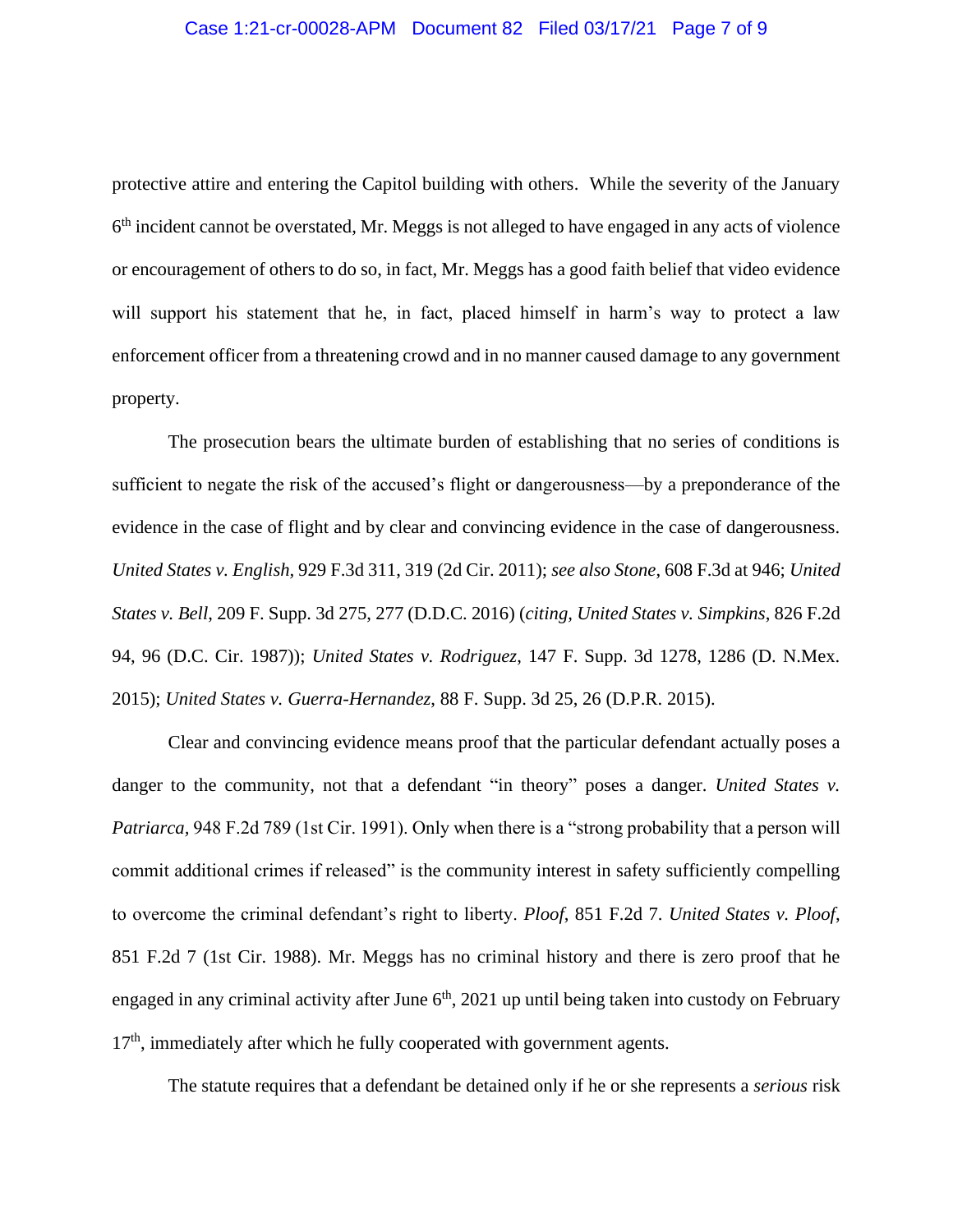protective attire and entering the Capitol building with others. While the severity of the January 6th incident cannot be overstated, Mr. Meggs is not alleged to have engaged in any acts of violence or encouragement of others to do so, in fact, Mr. Meggs has a good faith belief that video evidence will support his statement that he, in fact, placed himself in harm's way to protect a law enforcement officer from a threatening crowd and in no manner caused damage to any government property.

The prosecution bears the ultimate burden of establishing that no series of conditions is sufficient to negate the risk of the accused's flight or dangerousness—by a preponderance of the evidence in the case of flight and by clear and convincing evidence in the case of dangerousness. *United States v. English*, 929 F.3d 311, 319 (2d Cir. 2011); *see also Stone*, 608 F.3d at 946; *United States v. Bell*, 209 F. Supp. 3d 275, 277 (D.D.C. 2016) (*citing*, *United States v. Simpkins*, 826 F.2d 94, 96 (D.C. Cir. 1987)); *United States v. Rodriguez*, 147 F. Supp. 3d 1278, 1286 (D. N.Mex. 2015); *United States v. Guerra-Hernandez*, 88 F. Supp. 3d 25, 26 (D.P.R. 2015).

Clear and convincing evidence means proof that the particular defendant actually poses a danger to the community, not that a defendant "in theory" poses a danger. *United States v. Patriarca*, 948 F.2d 789 (1st Cir. 1991). Only when there is a "strong probability that a person will commit additional crimes if released" is the community interest in safety sufficiently compelling to overcome the criminal defendant's right to liberty. *Ploof*, 851 F.2d 7. *United States v. Ploof*, 851 F.2d 7 (1st Cir. 1988). Mr. Meggs has no criminal history and there is zero proof that he engaged in any criminal activity after June 6th, 2021 up until being taken into custody on February 17th, immediately after which he fully cooperated with government agents.

The statute requires that a defendant be detained only if he or she represents a *serious* risk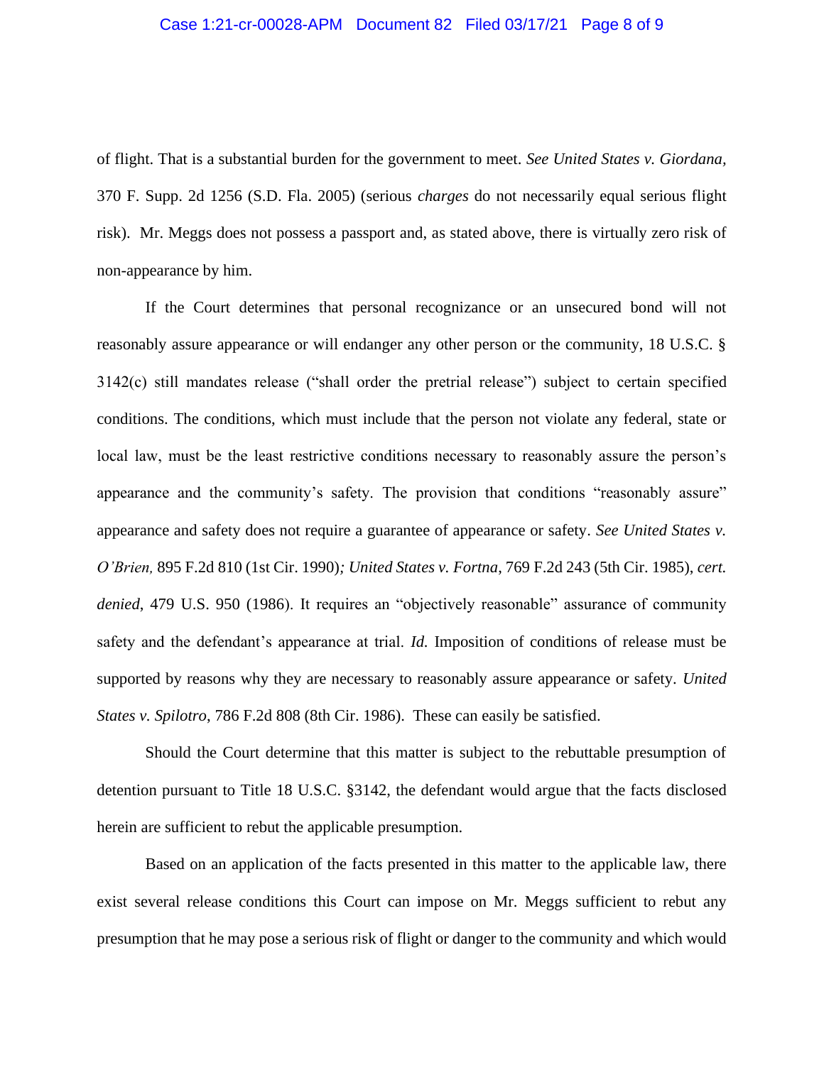of flight. That is a substantial burden for the government to meet. *See United States v. Giordana,* 370 F. Supp. 2d 1256 (S.D. Fla. 2005) (serious *charges* do not necessarily equal serious flight risk). Mr. Meggs does not possess a passport and, as stated above, there is virtually zero risk of non-appearance by him.

If the Court determines that personal recognizance or an unsecured bond will not reasonably assure appearance or will endanger any other person or the community, 18 U.S.C. § 3142(c) still mandates release ("shall order the pretrial release") subject to certain specified conditions. The conditions, which must include that the person not violate any federal, state or local law, must be the least restrictive conditions necessary to reasonably assure the person's appearance and the community's safety. The provision that conditions "reasonably assure" appearance and safety does not require a guarantee of appearance or safety. *See United States v. O'Brien,* 895 F.2d 810 (1st Cir. 1990)*; United States v. Fortna*, 769 F.2d 243 (5th Cir. 1985), *cert. denied*, 479 U.S. 950 (1986). It requires an "objectively reasonable" assurance of community safety and the defendant's appearance at trial. *Id.* Imposition of conditions of release must be supported by reasons why they are necessary to reasonably assure appearance or safety. *United States v. Spilotro*, 786 F.2d 808 (8th Cir. 1986). These can easily be satisfied.

Should the Court determine that this matter is subject to the rebuttable presumption of detention pursuant to Title 18 U.S.C. §3142, the defendant would argue that the facts disclosed herein are sufficient to rebut the applicable presumption.

Based on an application of the facts presented in this matter to the applicable law, there exist several release conditions this Court can impose on Mr. Meggs sufficient to rebut any presumption that he may pose a serious risk of flight or danger to the community and which would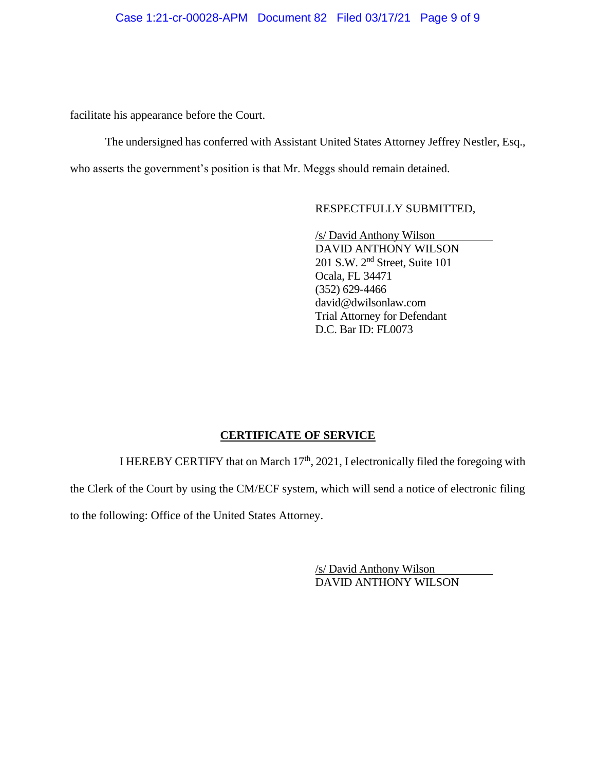facilitate his appearance before the Court.

The undersigned has conferred with Assistant United States Attorney Jeffrey Nestler, Esq., who asserts the government's position is that Mr. Meggs should remain detained.

RESPECTFULLY SUBMITTED,

/s/ David Anthony Wilson
DAVID ANTHONY WILSON
201 S.W. 2nd Street, Suite 101
Ocala, FL 34471
(352) 629-4466
david@dwilsonlaw.com
Trial Attorney for Defendant
D.C. Bar ID: FL0073

## CERTIFICATE OF SERVICE

I HEREBY CERTIFY that on March 17th, 2021, I electronically filed the foregoing with the Clerk of the Court by using the CM/ECF system, which will send a notice of electronic filing to the following: Office of the United States Attorney.

/s/ David Anthony Wilson
DAVID ANTHONY WILSON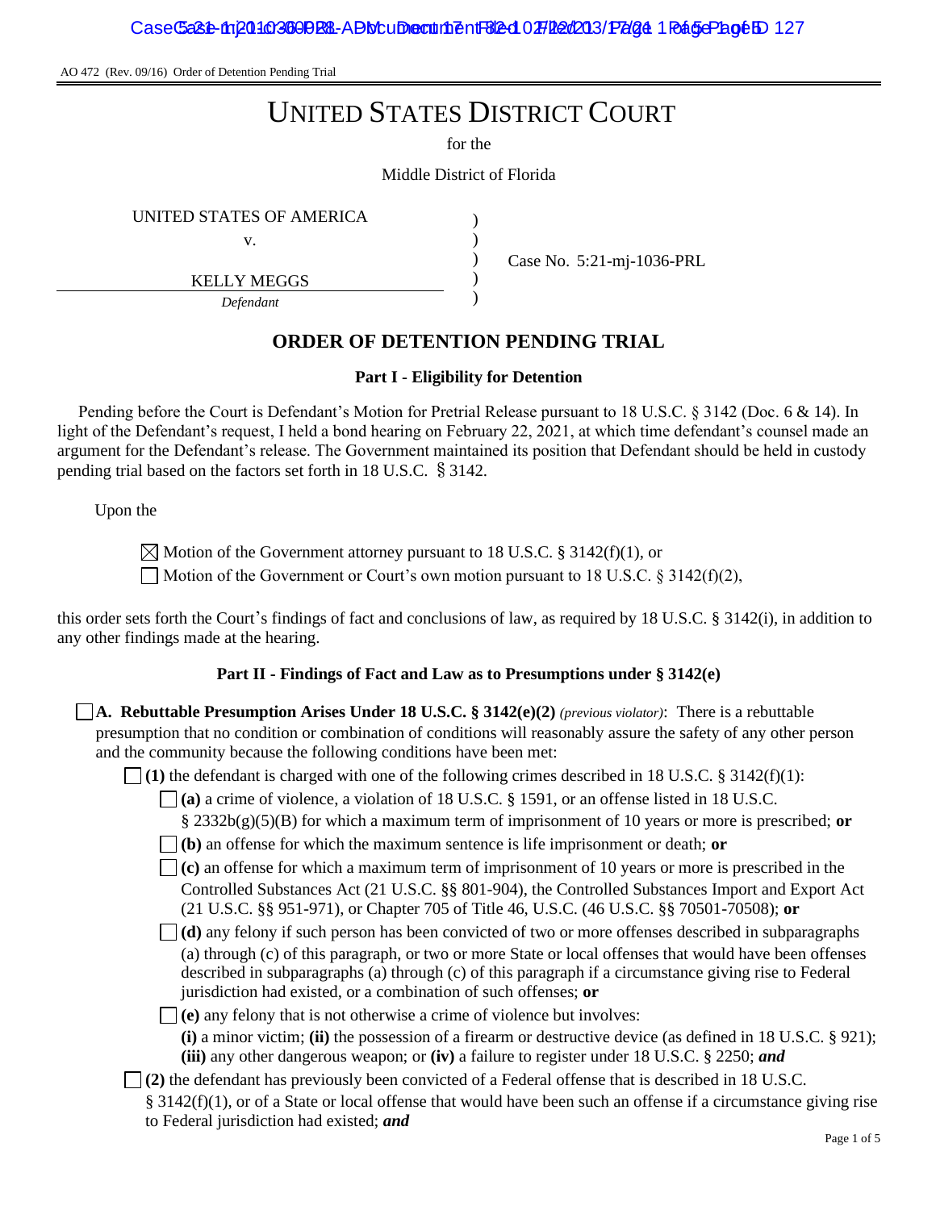AO 472 (Rev. 09/16) Order of Detention Pending Trial

# UNITED STATES DISTRICT COURT

for the

Middle District of Florida

UNITED STATES OF AMERICA
v.
KELLY MEGGS
*Defendant*

Case No. 5:21-mj-1036-PRL

## ORDER OF DETENTION PENDING TRIAL

### Part I - Eligibility for Detention

Pending before the Court is Defendant's Motion for Pretrial Release pursuant to 18 U.S.C. § 3142 (Doc. 6 & 14). In light of the Defendant's request, I held a bond hearing on February 22, 2021, at which time defendant's counsel made an argument for the Defendant's release. The Government maintained its position that Defendant should be held in custody pending trial based on the factors set forth in 18 U.S.C. § 3142.

Upon the

☒ Motion of the Government attorney pursuant to 18 U.S.C. § 3142(f)(1), or
☐ Motion of the Government or Court's own motion pursuant to 18 U.S.C. § 3142(f)(2),

this order sets forth the Court's findings of fact and conclusions of law, as required by 18 U.S.C. § 3142(i), in addition to any other findings made at the hearing.

### Part II - Findings of Fact and Law as to Presumptions under § 3142(e)

☐ **A. Rebuttable Presumption Arises Under 18 U.S.C. § 3142(e)(2)** *(previous violator)*: There is a rebuttable presumption that no condition or combination of conditions will reasonably assure the safety of any other person and the community because the following conditions have been met:

- ☐ **(1)** the defendant is charged with one of the following crimes described in 18 U.S.C. § 3142(f)(1):
  - ☐ **(a)** a crime of violence, a violation of 18 U.S.C. § 1591, or an offense listed in 18 U.S.C. § 2332b(g)(5)(B) for which a maximum term of imprisonment of 10 years or more is prescribed; **or**
  - ☐ **(b)** an offense for which the maximum sentence is life imprisonment or death; **or**
  - ☐ **(c)** an offense for which a maximum term of imprisonment of 10 years or more is prescribed in the Controlled Substances Act (21 U.S.C. §§ 801-904), the Controlled Substances Import and Export Act (21 U.S.C. §§ 951-971), or Chapter 705 of Title 46, U.S.C. (46 U.S.C. §§ 70501-70508); **or**
  - ☐ **(d)** any felony if such person has been convicted of two or more offenses described in subparagraphs (a) through (c) of this paragraph, or two or more State or local offenses that would have been offenses described in subparagraphs (a) through (c) of this paragraph if a circumstance giving rise to Federal jurisdiction had existed, or a combination of such offenses; **or**
  - ☐ **(e)** any felony that is not otherwise a crime of violence but involves: **(i)** a minor victim; **(ii)** the possession of a firearm or destructive device (as defined in 18 U.S.C. § 921); **(iii)** any other dangerous weapon; or **(iv)** a failure to register under 18 U.S.C. § 2250; ***and***
- ☐ **(2)** the defendant has previously been convicted of a Federal offense that is described in 18 U.S.C. § 3142(f)(1), or of a State or local offense that would have been such an offense if a circumstance giving rise to Federal jurisdiction had existed; ***and***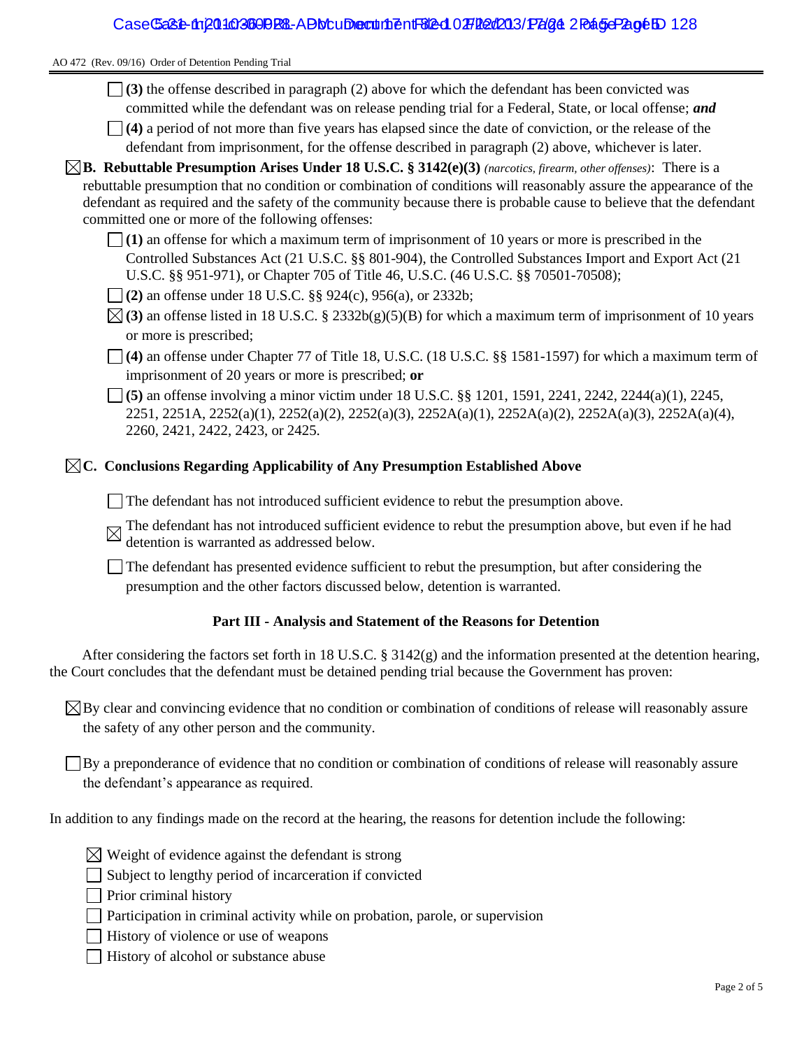AO 472 (Rev. 09/16) Order of Detention Pending Trial

☐ **(3)** the offense described in paragraph (2) above for which the defendant has been convicted was committed while the defendant was on release pending trial for a Federal, State, or local offense; ***and***

☐ **(4)** a period of not more than five years has elapsed since the date of conviction, or the release of the defendant from imprisonment, for the offense described in paragraph (2) above, whichever is later.

☒ **B. Rebuttable Presumption Arises Under 18 U.S.C. § 3142(e)(3)** *(narcotics, firearm, other offenses)*: There is a rebuttable presumption that no condition or combination of conditions will reasonably assure the appearance of the defendant as required and the safety of the community because there is probable cause to believe that the defendant committed one or more of the following offenses:

☐ **(1)** an offense for which a maximum term of imprisonment of 10 years or more is prescribed in the Controlled Substances Act (21 U.S.C. §§ 801-904), the Controlled Substances Import and Export Act (21 U.S.C. §§ 951-971), or Chapter 705 of Title 46, U.S.C. (46 U.S.C. §§ 70501-70508);

☐ **(2)** an offense under 18 U.S.C. §§ 924(c), 956(a), or 2332b;

☒ **(3)** an offense listed in 18 U.S.C. § 2332b(g)(5)(B) for which a maximum term of imprisonment of 10 years or more is prescribed;

☐ **(4)** an offense under Chapter 77 of Title 18, U.S.C. (18 U.S.C. §§ 1581-1597) for which a maximum term of imprisonment of 20 years or more is prescribed; **or**

☐ **(5)** an offense involving a minor victim under 18 U.S.C. §§ 1201, 1591, 2241, 2242, 2244(a)(1), 2245, 2251, 2251A, 2252(a)(1), 2252(a)(2), 2252(a)(3), 2252A(a)(1), 2252A(a)(2), 2252A(a)(3), 2252A(a)(4), 2260, 2421, 2422, 2423, or 2425.

☒ **C. Conclusions Regarding Applicability of Any Presumption Established Above**

☐ The defendant has not introduced sufficient evidence to rebut the presumption above.

☒ The defendant has not introduced sufficient evidence to rebut the presumption above, but even if he had detention is warranted as addressed below.

☐ The defendant has presented evidence sufficient to rebut the presumption, but after considering the presumption and the other factors discussed below, detention is warranted.

### Part III - Analysis and Statement of the Reasons for Detention

After considering the factors set forth in 18 U.S.C. § 3142(g) and the information presented at the detention hearing, the Court concludes that the defendant must be detained pending trial because the Government has proven:

☒ By clear and convincing evidence that no condition or combination of conditions of release will reasonably assure the safety of any other person and the community.

☐ By a preponderance of evidence that no condition or combination of conditions of release will reasonably assure the defendant's appearance as required.

In addition to any findings made on the record at the hearing, the reasons for detention include the following:

☒ Weight of evidence against the defendant is strong
☐ Subject to lengthy period of incarceration if convicted
☐ Prior criminal history
☐ Participation in criminal activity while on probation, parole, or supervision
☐ History of violence or use of weapons
☐ History of alcohol or substance abuse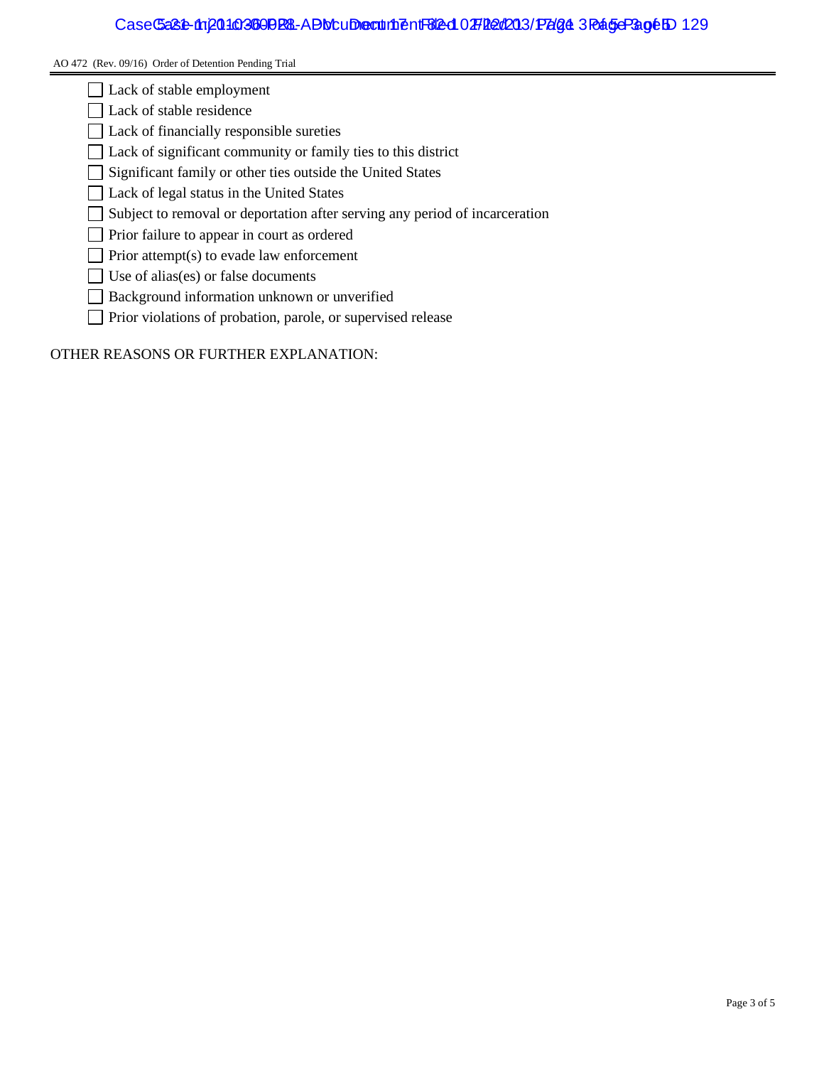AO 472 (Rev. 09/16) Order of Detention Pending Trial

- ☐ Lack of stable employment
- ☐ Lack of stable residence
- ☐ Lack of financially responsible sureties
- ☐ Lack of significant community or family ties to this district
- ☐ Significant family or other ties outside the United States
- ☐ Lack of legal status in the United States
- ☐ Subject to removal or deportation after serving any period of incarceration
- ☐ Prior failure to appear in court as ordered
- ☐ Prior attempt(s) to evade law enforcement
- ☐ Use of alias(es) or false documents
- ☐ Background information unknown or unverified
- ☐ Prior violations of probation, parole, or supervised release

OTHER REASONS OR FURTHER EXPLANATION: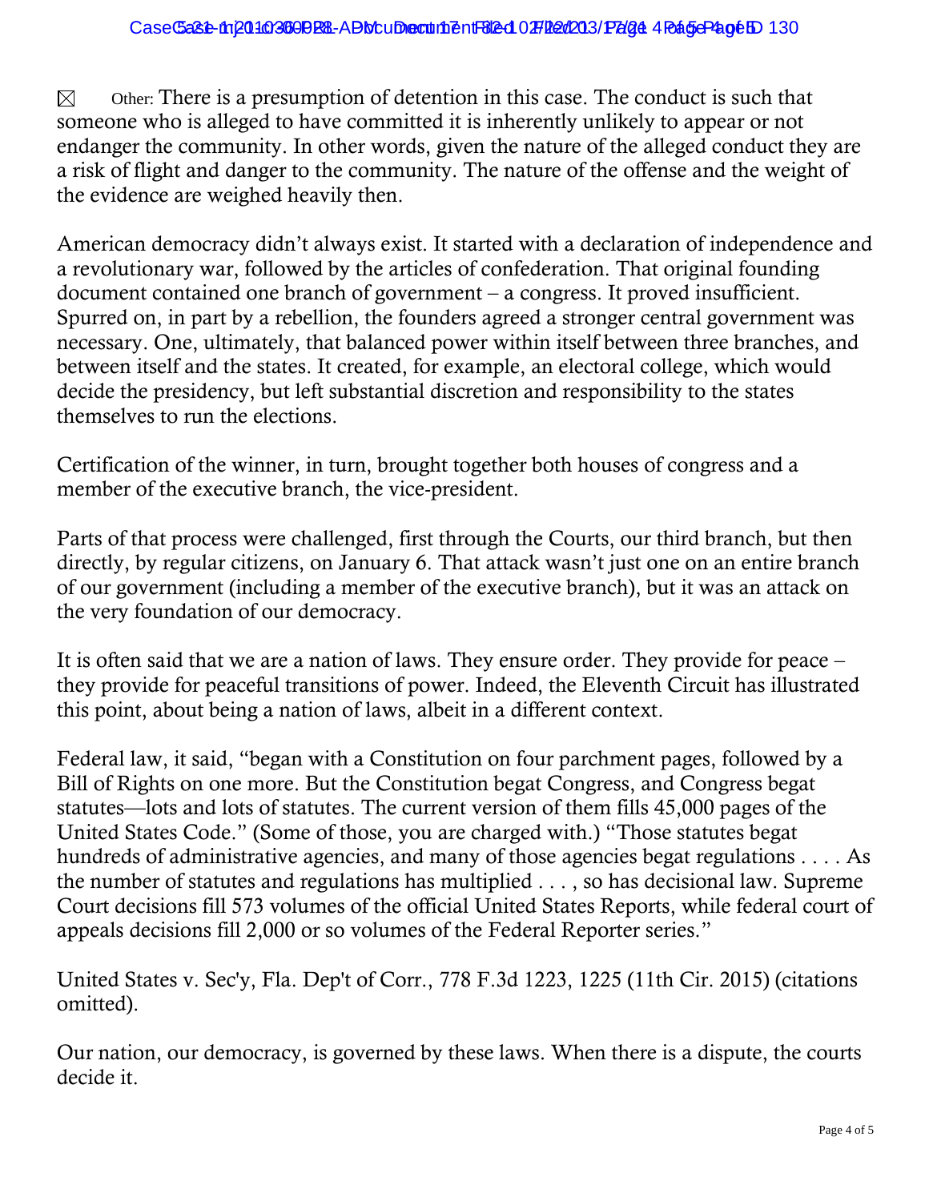☒ Other: There is a presumption of detention in this case. The conduct is such that someone who is alleged to have committed it is inherently unlikely to appear or not endanger the community. In other words, given the nature of the alleged conduct they are a risk of flight and danger to the community. The nature of the offense and the weight of the evidence are weighed heavily then.

American democracy didn't always exist. It started with a declaration of independence and a revolutionary war, followed by the articles of confederation. That original founding document contained one branch of government – a congress. It proved insufficient. Spurred on, in part by a rebellion, the founders agreed a stronger central government was necessary. One, ultimately, that balanced power within itself between three branches, and between itself and the states. It created, for example, an electoral college, which would decide the presidency, but left substantial discretion and responsibility to the states themselves to run the elections.

Certification of the winner, in turn, brought together both houses of congress and a member of the executive branch, the vice-president.

Parts of that process were challenged, first through the Courts, our third branch, but then directly, by regular citizens, on January 6. That attack wasn't just one on an entire branch of our government (including a member of the executive branch), but it was an attack on the very foundation of our democracy.

It is often said that we are a nation of laws. They ensure order. They provide for peace – they provide for peaceful transitions of power. Indeed, the Eleventh Circuit has illustrated this point, about being a nation of laws, albeit in a different context.

Federal law, it said, "began with a Constitution on four parchment pages, followed by a Bill of Rights on one more. But the Constitution begat Congress, and Congress begat statutes—lots and lots of statutes. The current version of them fills 45,000 pages of the United States Code." (Some of those, you are charged with.) "Those statutes begat hundreds of administrative agencies, and many of those agencies begat regulations . . . . As the number of statutes and regulations has multiplied . . . , so has decisional law. Supreme Court decisions fill 573 volumes of the official United States Reports, while federal court of appeals decisions fill 2,000 or so volumes of the Federal Reporter series."

United States v. Sec'y, Fla. Dep't of Corr., 778 F.3d 1223, 1225 (11th Cir. 2015) (citations omitted).

Our nation, our democracy, is governed by these laws. When there is a dispute, the courts decide it.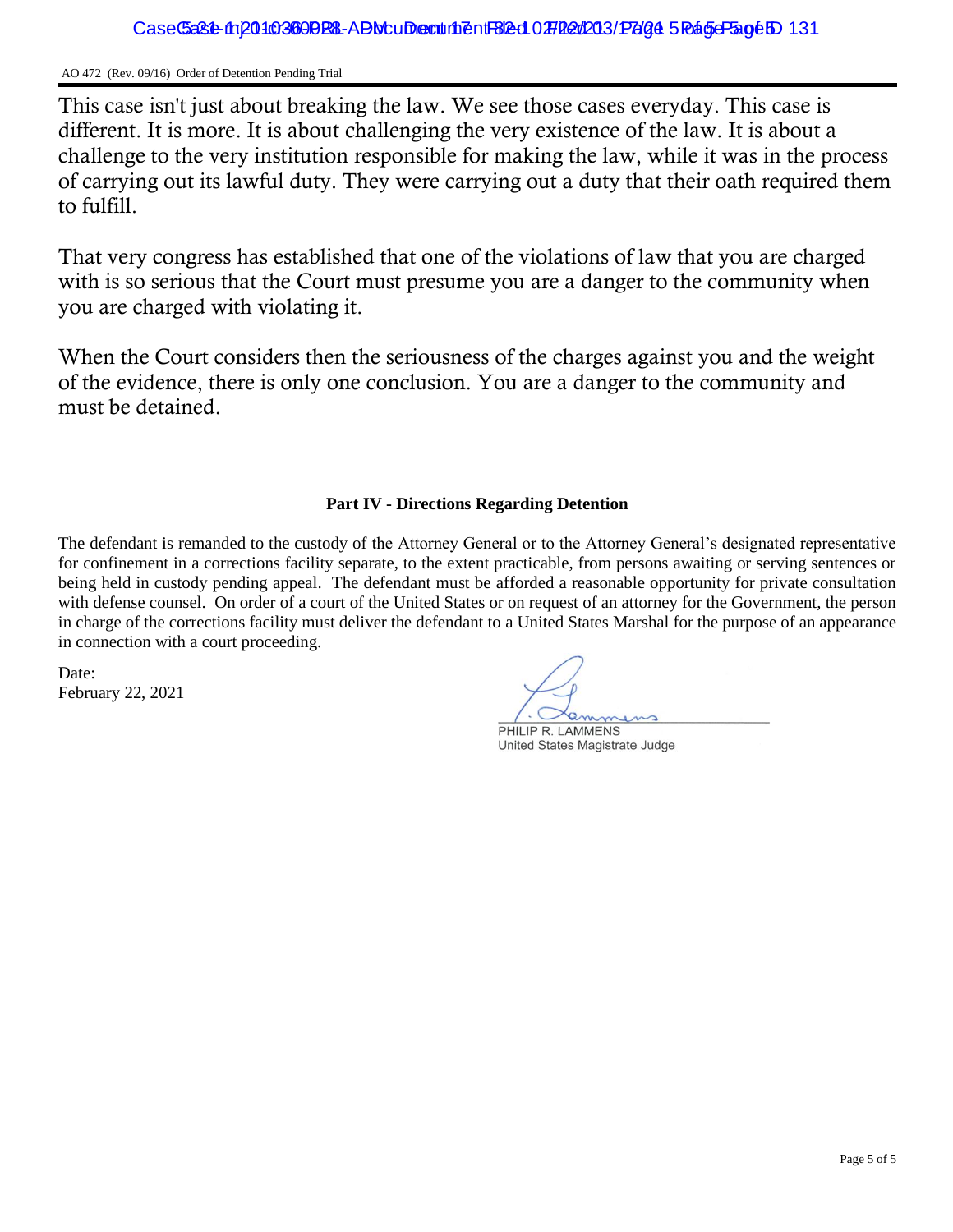AO 472 (Rev. 09/16) Order of Detention Pending Trial

This case isn't just about breaking the law. We see those cases everyday. This case is different. It is more. It is about challenging the very existence of the law. It is about a challenge to the very institution responsible for making the law, while it was in the process of carrying out its lawful duty. They were carrying out a duty that their oath required them to fulfill.

That very congress has established that one of the violations of law that you are charged with is so serious that the Court must presume you are a danger to the community when you are charged with violating it.

When the Court considers then the seriousness of the charges against you and the weight of the evidence, there is only one conclusion. You are a danger to the community and must be detained.

**Part IV - Directions Regarding Detention**

The defendant is remanded to the custody of the Attorney General or to the Attorney General's designated representative for confinement in a corrections facility separate, to the extent practicable, from persons awaiting or serving sentences or being held in custody pending appeal. The defendant must be afforded a reasonable opportunity for private consultation with defense counsel. On order of a court of the United States or on request of an attorney for the Government, the person in charge of the corrections facility must deliver the defendant to a United States Marshal for the purpose of an appearance in connection with a court proceeding.

Date:
February 22, 2021

PHILIP R. LAMMENS
United States Magistrate Judge